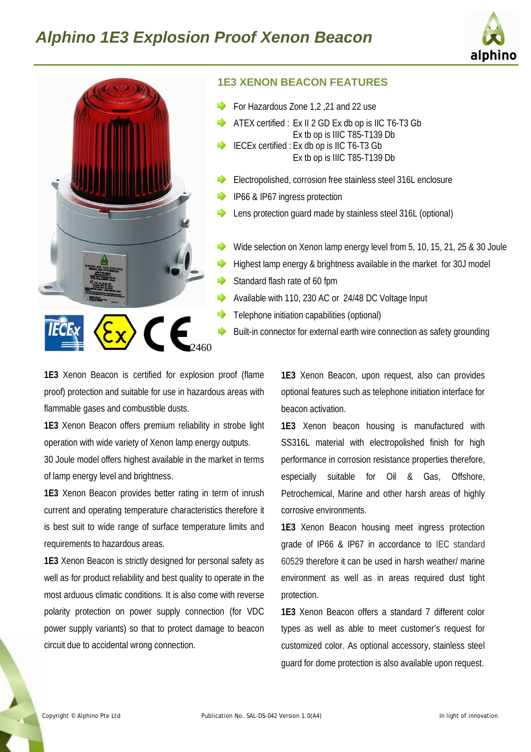# Alphino 1E3 Explosion Proof Xenon Beacon

## 1E3 XENON BEACON FEATURES

- For Hazardous Zone 1,2 ,21 and 22 use
- ATEX certified : Ex II 2 GD Ex db op is IIC T6-T3 Gb
  Ex tb op is IIIC T85-T139 Db
- IECEx certified : Ex db op is IIC T6-T3 Gb
  Ex tb op is IIIC T85-T139 Db
- Electropolished, corrosion free stainless steel 316L enclosure
- IP66 & IP67 ingress protection
- Lens protection guard made by stainless steel 316L (optional)
- Wide selection on Xenon lamp energy level from 5, 10, 15, 21, 25 & 30 Joule
- Highest lamp energy & brightness available in the market for 30J model
- Standard flash rate of 60 fpm
- Available with 110, 230 AC or 24/48 DC Voltage Input
- Telephone initiation capabilities (optional)
- Built-in connector for external earth wire connection as safety grounding

2460

**1E3** Xenon Beacon is certified for explosion proof (flame proof) protection and suitable for use in hazardous areas with flammable gases and combustible dusts.

**1E3** Xenon Beacon offers premium reliability in strobe light operation with wide variety of Xenon lamp energy outputs. 30 Joule model offers highest available in the market in terms of lamp energy level and brightness.

**1E3** Xenon Beacon provides better rating in term of inrush current and operating temperature characteristics therefore it is best suit to wide range of surface temperature limits and requirements to hazardous areas.

**1E3** Xenon Beacon is strictly designed for personal safety as well as for product reliability and best quality to operate in the most arduous climatic conditions. It is also come with reverse polarity protection on power supply connection (for VDC power supply variants) so that to protect damage to beacon circuit due to accidental wrong connection.

**1E3** Xenon Beacon, upon request, also can provides optional features such as telephone initiation interface for beacon activation.

**1E3** Xenon beacon housing is manufactured with SS316L material with electropolished finish for high performance in corrosion resistance properties therefore, especially suitable for Oil & Gas, Offshore, Petrochemical, Marine and other harsh areas of highly corrosive environments.

**1E3** Xenon Beacon housing meet ingress protection grade of IP66 & IP67 in accordance to IEC standard 60529 therefore it can be used in harsh weather/ marine environment as well as in areas required dust tight protection.

**1E3** Xenon Beacon offers a standard 7 different color types as well as able to meet customer's request for customized color. As optional accessory, stainless steel guard for dome protection is also available upon request.

Copyright © Alphino Pte Ltd Publication No. SAL-DS-042 Version 1.0(A4) In light of innovation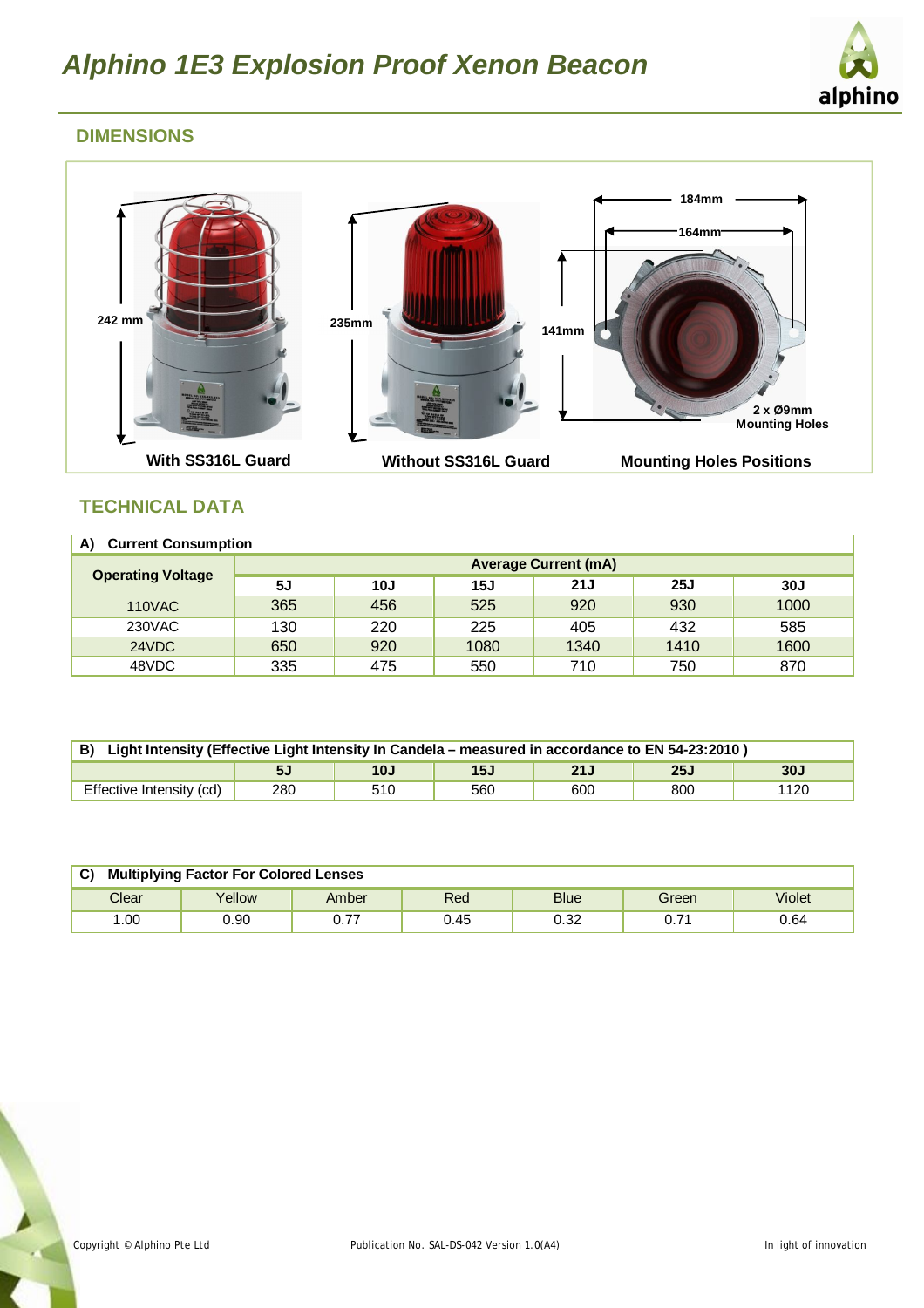# Alphino 1E3 Explosion Proof Xenon Beacon

## DIMENSIONS

242 mm

With SS316L Guard

235mm

Without SS316L Guard

184mm

164mm

141mm

2 x Ø9mm Mounting Holes

Mounting Holes Positions

## TECHNICAL DATA

**A) Current Consumption**

| Operating Voltage | Average Current (mA) | | | | | |
|---|---|---|---|---|---|---|
| | 5J | 10J | 15J | 21J | 25J | 30J |
| 110VAC | 365 | 456 | 525 | 920 | 930 | 1000 |
| 230VAC | 130 | 220 | 225 | 405 | 432 | 585 |
| 24VDC | 650 | 920 | 1080 | 1340 | 1410 | 1600 |
| 48VDC | 335 | 475 | 550 | 710 | 750 | 870 |

**B) Light Intensity (Effective Light Intensity In Candela – measured in accordance to EN 54-23:2010 )**

| | 5J | 10J | 15J | 21J | 25J | 30J |
|---|---|---|---|---|---|---|
| Effective Intensity (cd) | 280 | 510 | 560 | 600 | 800 | 1120 |

**C) Multiplying Factor For Colored Lenses**

| Clear | Yellow | Amber | Red | Blue | Green | Violet |
|---|---|---|---|---|---|---|
| 1.00 | 0.90 | 0.77 | 0.45 | 0.32 | 0.71 | 0.64 |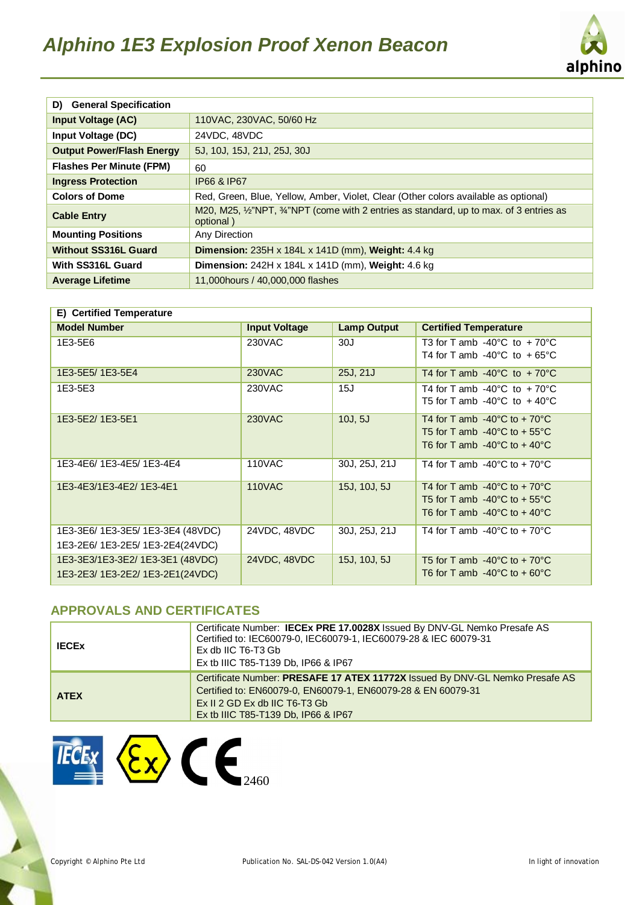# Alphino 1E3 Explosion Proof Xenon Beacon

| D) General Specification | |
|---|---|
| **Input Voltage (AC)** | 110VAC, 230VAC, 50/60 Hz |
| **Input Voltage (DC)** | 24VDC, 48VDC |
| **Output Power/Flash Energy** | 5J, 10J, 15J, 21J, 25J, 30J |
| **Flashes Per Minute (FPM)** | 60 |
| **Ingress Protection** | IP66 & IP67 |
| **Colors of Dome** | Red, Green, Blue, Yellow, Amber, Violet, Clear (Other colors available as optional) |
| **Cable Entry** | M20, M25, ½"NPT, ¾"NPT (come with 2 entries as standard, up to max. of 3 entries as optional ) |
| **Mounting Positions** | Any Direction |
| **Without SS316L Guard** | **Dimension:** 235H x 184L x 141D (mm), **Weight:** 4.4 kg |
| **With SS316L Guard** | **Dimension:** 242H x 184L x 141D (mm), **Weight:** 4.6 kg |
| **Average Lifetime** | 11,000hours / 40,000,000 flashes |

**E) Certified Temperature**

| Model Number | Input Voltage | Lamp Output | Certified Temperature |
|---|---|---|---|
| 1E3-5E6 | 230VAC | 30J | T3 for T amb -40°C to +70°C<br>T4 for T amb -40°C to +65°C |
| 1E3-5E5/ 1E3-5E4 | 230VAC | 25J, 21J | T4 for T amb -40°C to +70°C |
| 1E3-5E3 | 230VAC | 15J | T4 for T amb -40°C to +70°C<br>T5 for T amb -40°C to +40°C |
| 1E3-5E2/ 1E3-5E1 | 230VAC | 10J, 5J | T4 for T amb -40°C to + 70°C<br>T5 for T amb -40°C to + 55°C<br>T6 for T amb -40°C to + 40°C |
| 1E3-4E6/ 1E3-4E5/ 1E3-4E4 | 110VAC | 30J, 25J, 21J | T4 for T amb -40°C to + 70°C |
| 1E3-4E3/1E3-4E2/ 1E3-4E1 | 110VAC | 15J, 10J, 5J | T4 for T amb -40°C to + 70°C<br>T5 for T amb -40°C to + 55°C<br>T6 for T amb -40°C to + 40°C |
| 1E3-3E6/ 1E3-3E5/ 1E3-3E4 (48VDC)<br>1E3-2E6/ 1E3-2E5/ 1E3-2E4(24VDC) | 24VDC, 48VDC | 30J, 25J, 21J | T4 for T amb -40°C to + 70°C |
| 1E3-3E3/1E3-3E2/ 1E3-3E1 (48VDC)<br>1E3-2E3/ 1E3-2E2/ 1E3-2E1(24VDC) | 24VDC, 48VDC | 15J, 10J, 5J | T5 for T amb -40°C to + 70°C<br>T6 for T amb -40°C to + 60°C |

## APPROVALS AND CERTIFICATES

| | |
|---|---|
| **IECEx** | Certificate Number: **IECEx PRE 17.0028X** Issued By DNV-GL Nemko Presafe AS<br>Certified to: IEC60079-0, IEC60079-1, IEC60079-28 & IEC 60079-31<br>Ex db IIC T6-T3 Gb<br>Ex tb IIIC T85-T139 Db, IP66 & IP67 |
| **ATEX** | Certificate Number: **PRESAFE 17 ATEX 11772X** Issued By DNV-GL Nemko Presafe AS<br>Certified to: EN60079-0, EN60079-1, EN60079-28 & EN 60079-31<br>Ex II 2 GD Ex db IIC T6-T3 Gb<br>Ex tb IIIC T85-T139 Db, IP66 & IP67 |

2460

Copyright © Alphino Pte Ltd — Publication No. SAL-DS-042 Version 1.0(A4) — In light of innovation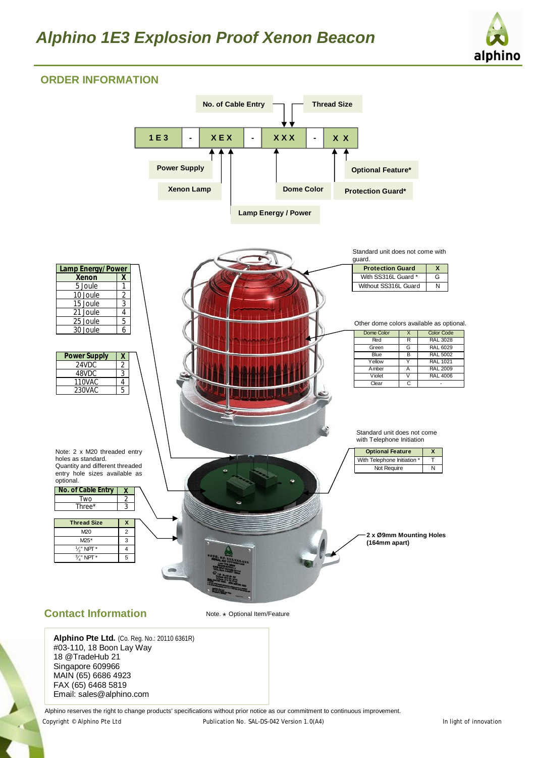# Alphino 1E3 Explosion Proof Xenon Beacon

## ORDER INFORMATION

| | | | | | | |
|---|---|---|---|---|---|---|
| 1E3 | - | XEX | - | XXX | - | XX |

- XEX: Power Supply / Xenon Lamp / Lamp Energy / Power
- XXX: No. of Cable Entry / Thread Size / Dome Color
- XX: Optional Feature* / Protection Guard*

| Lamp Energy/ Power Xenon | X |
|---|---|
| 5 Joule | 1 |
| 10 Joule | 2 |
| 15 Joule | 3 |
| 21 Joule | 4 |
| 25 Joule | 5 |
| 30 Joule | 6 |

| Power Supply | X |
|---|---|
| 24VDC | 2 |
| 48VDC | 3 |
| 110VAC | 4 |
| 230VAC | 5 |

Note: 2 x M20 threaded entry holes as standard. Quantity and different threaded entry hole sizes available as optional.

| No. of Cable Entry | X |
|---|---|
| Two | 2 |
| Three* | 3 |

| Thread Size | X |
|---|---|
| M20 | 2 |
| M25* | 3 |
| ½" NPT * | 4 |
| ¾" NPT * | 5 |

Standard unit does not come with guard.

| Protection Guard | X |
|---|---|
| With SS316L Guard * | G |
| Without SS316L Guard | N |

Other dome colors available as optional.

| Dome Color | X | Color Code |
|---|---|---|
| Red | R | RAL 3028 |
| Green | G | RAL 6029 |
| Blue | B | RAL 5002 |
| Yellow | Y | RAL 1021 |
| Amber | A | RAL 2009 |
| Violet | V | RAL 4006 |
| Clear | C | - |

Standard unit does not come with Telephone Initiation

| Optional Feature | X |
|---|---|
| With Telephone Initiation * | T |
| Not Require | N |

2 x Ø9mm Mounting Holes (164mm apart)

Note. * Optional Item/Feature

## Contact Information

**Alphino Pte Ltd.** (Co. Reg. No.: 20110 6361R)
#03-110, 18 Boon Lay Way
18 @TradeHub 21
Singapore 609966
MAIN (65) 6686 4923
FAX (65) 6468 5819
Email: sales@alphino.com

Alphino reserves the right to change products' specifications without prior notice as our commitment to continuous improvement.

Copyright © Alphino Pte Ltd — Publication No. SAL-DS-042 Version 1.0(A4) — In light of innovation